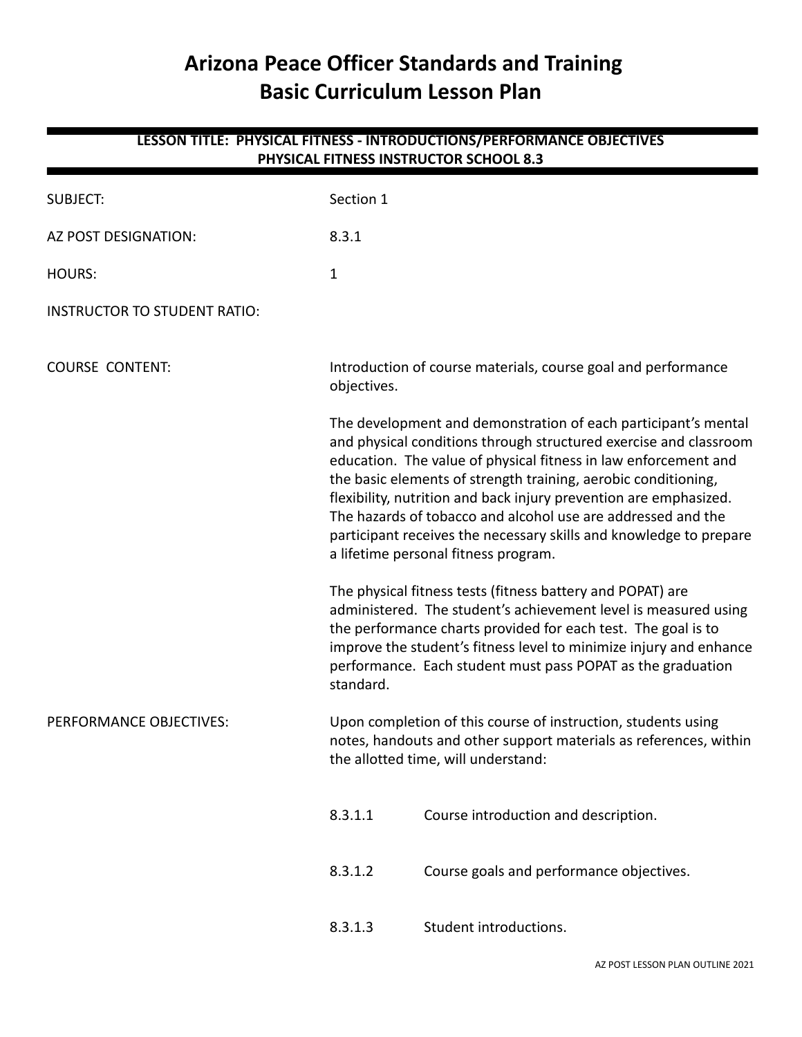# Arizona Peace Officer Standards and Training Basic Curriculum Lesson Plan

## LESSON TITLE: PHYSICAL FITNESS - INTRODUCTIONS/PERFORMANCE OBJECTIVES PHYSICAL FITNESS INSTRUCTOR SCHOOL 8.3

SUBJECT: Section 1

AZ POST DESIGNATION: 8.3.1

HOURS: 1

INSTRUCTOR TO STUDENT RATIO:

COURSE CONTENT:

Introduction of course materials, course goal and performance objectives.

The development and demonstration of each participant's mental and physical conditions through structured exercise and classroom education. The value of physical fitness in law enforcement and the basic elements of strength training, aerobic conditioning, flexibility, nutrition and back injury prevention are emphasized. The hazards of tobacco and alcohol use are addressed and the participant receives the necessary skills and knowledge to prepare a lifetime personal fitness program.

The physical fitness tests (fitness battery and POPAT) are administered. The student's achievement level is measured using the performance charts provided for each test. The goal is to improve the student's fitness level to minimize injury and enhance performance. Each student must pass POPAT as the graduation standard.

PERFORMANCE OBJECTIVES:

Upon completion of this course of instruction, students using notes, handouts and other support materials as references, within the allotted time, will understand:

8.3.1.1 Course introduction and description.

8.3.1.2 Course goals and performance objectives.

8.3.1.3 Student introductions.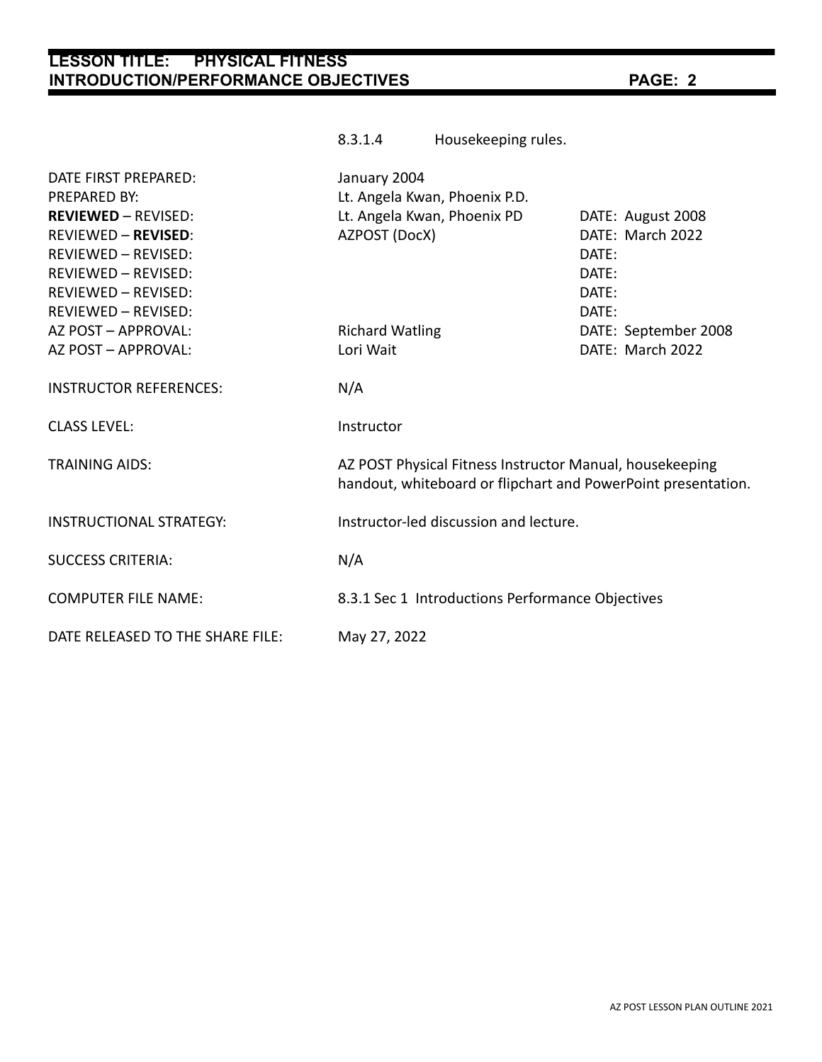8.3.1.4 Housekeeping rules.

| | | |
|---|---|---|
| DATE FIRST PREPARED: | January 2004 | |
| PREPARED BY: | Lt. Angela Kwan, Phoenix P.D. | |
| **REVIEWED** – REVISED: | Lt. Angela Kwan, Phoenix PD | DATE: August 2008 |
| REVIEWED – **REVISED**: | AZPOST (DocX) | DATE: March 2022 |
| REVIEWED – REVISED: | | DATE: |
| REVIEWED – REVISED: | | DATE: |
| REVIEWED – REVISED: | | DATE: |
| REVIEWED – REVISED: | | DATE: |
| AZ POST – APPROVAL: | Richard Watling | DATE: September 2008 |
| AZ POST – APPROVAL: | Lori Wait | DATE: March 2022 |

INSTRUCTOR REFERENCES: N/A

CLASS LEVEL: Instructor

TRAINING AIDS: AZ POST Physical Fitness Instructor Manual, housekeeping handout, whiteboard or flipchart and PowerPoint presentation.

INSTRUCTIONAL STRATEGY: Instructor-led discussion and lecture.

SUCCESS CRITERIA: N/A

COMPUTER FILE NAME: 8.3.1 Sec 1 Introductions Performance Objectives

DATE RELEASED TO THE SHARE FILE: May 27, 2022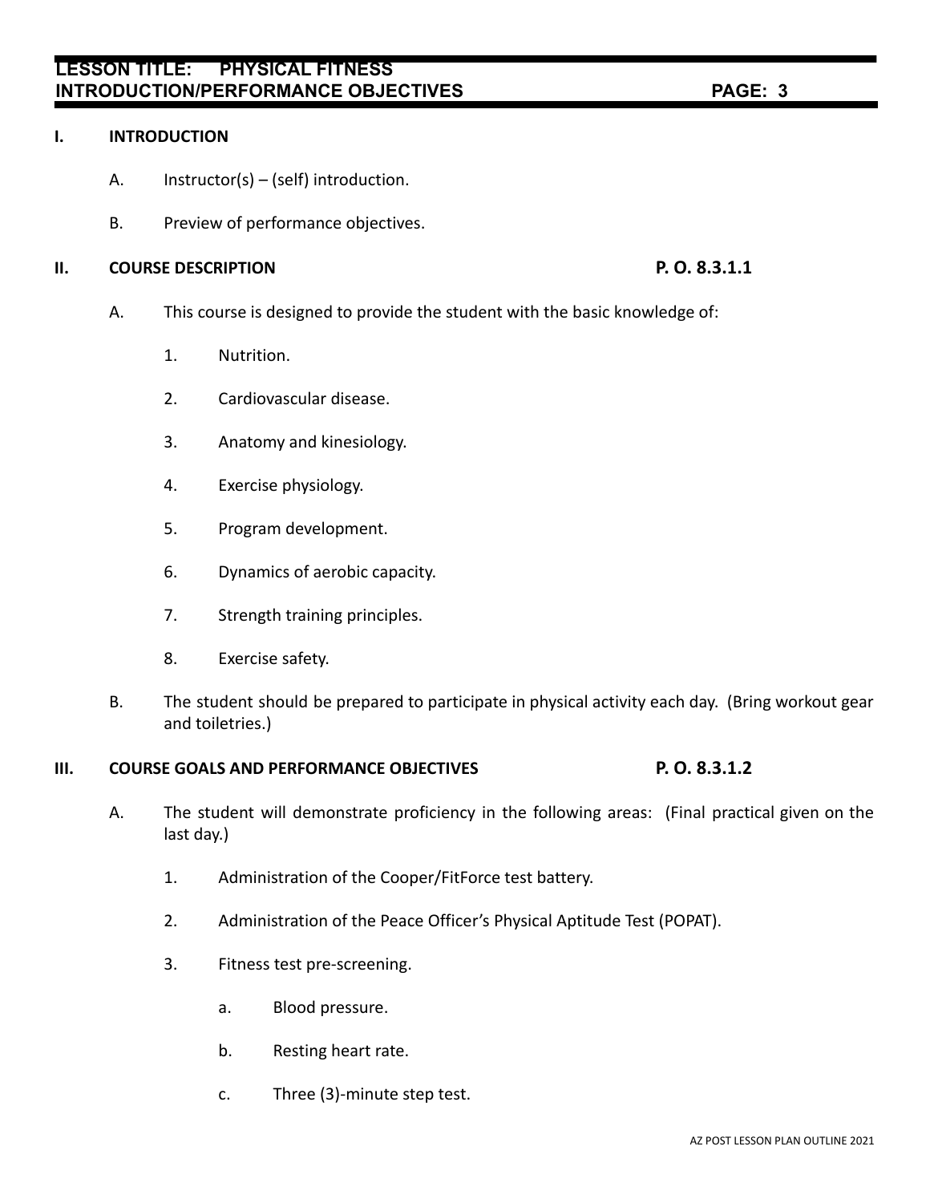## I. INTRODUCTION

A. Instructor(s) – (self) introduction.

B. Preview of performance objectives.

## II. COURSE DESCRIPTION — P. O. 8.3.1.1

A. This course is designed to provide the student with the basic knowledge of:

1. Nutrition.
2. Cardiovascular disease.
3. Anatomy and kinesiology.
4. Exercise physiology.
5. Program development.
6. Dynamics of aerobic capacity.
7. Strength training principles.
8. Exercise safety.

B. The student should be prepared to participate in physical activity each day. (Bring workout gear and toiletries.)

## III. COURSE GOALS AND PERFORMANCE OBJECTIVES — P. O. 8.3.1.2

A. The student will demonstrate proficiency in the following areas: (Final practical given on the last day.)

1. Administration of the Cooper/FitForce test battery.
2. Administration of the Peace Officer's Physical Aptitude Test (POPAT).
3. Fitness test pre-screening.
   a. Blood pressure.
   b. Resting heart rate.
   c. Three (3)-minute step test.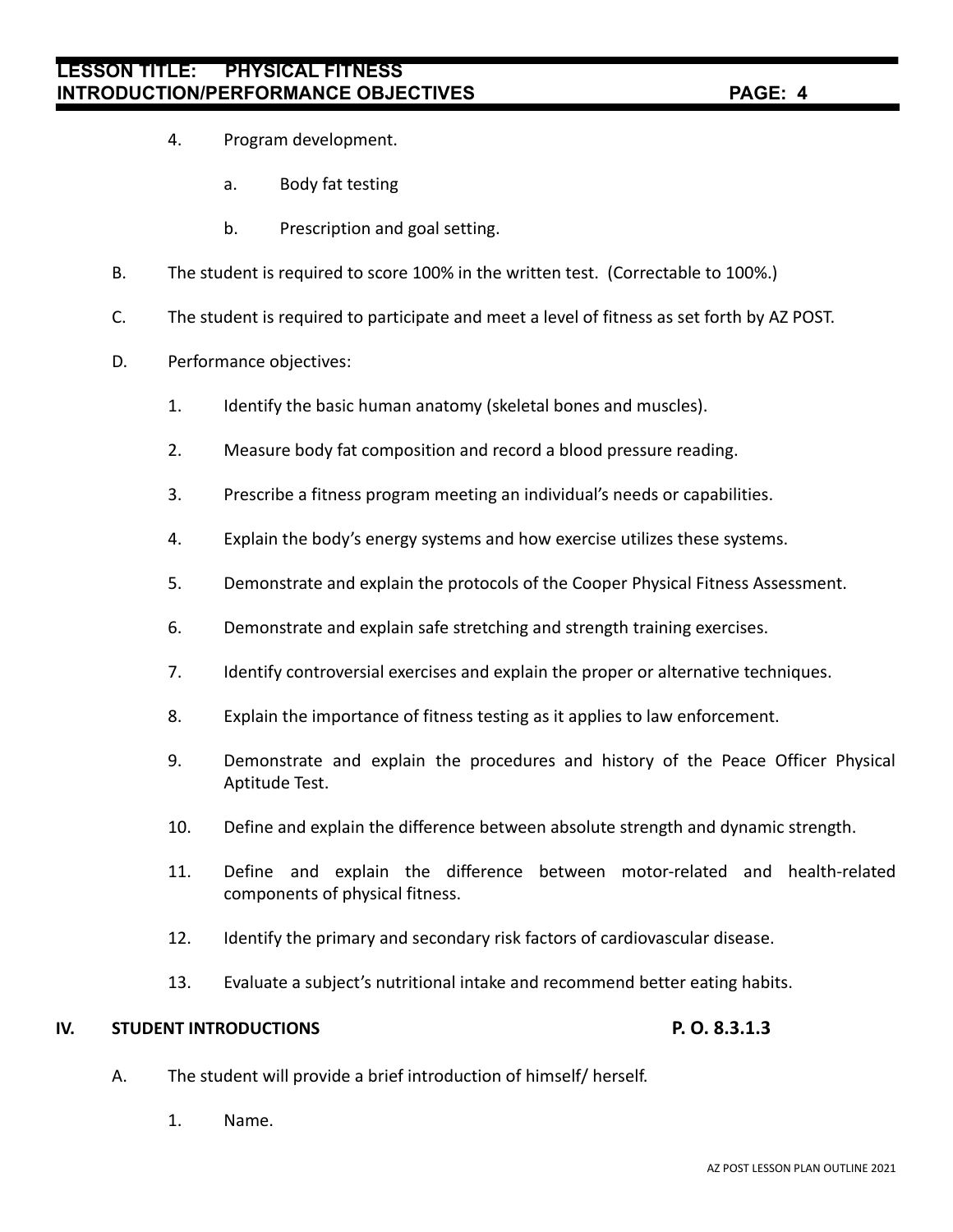4. Program development.

    a. Body fat testing

    b. Prescription and goal setting.

B. The student is required to score 100% in the written test. (Correctable to 100%.)

C. The student is required to participate and meet a level of fitness as set forth by AZ POST.

D. Performance objectives:

1. Identify the basic human anatomy (skeletal bones and muscles).

2. Measure body fat composition and record a blood pressure reading.

3. Prescribe a fitness program meeting an individual's needs or capabilities.

4. Explain the body's energy systems and how exercise utilizes these systems.

5. Demonstrate and explain the protocols of the Cooper Physical Fitness Assessment.

6. Demonstrate and explain safe stretching and strength training exercises.

7. Identify controversial exercises and explain the proper or alternative techniques.

8. Explain the importance of fitness testing as it applies to law enforcement.

9. Demonstrate and explain the procedures and history of the Peace Officer Physical Aptitude Test.

10. Define and explain the difference between absolute strength and dynamic strength.

11. Define and explain the difference between motor-related and health-related components of physical fitness.

12. Identify the primary and secondary risk factors of cardiovascular disease.

13. Evaluate a subject's nutritional intake and recommend better eating habits.

## IV. STUDENT INTRODUCTIONS — P. O. 8.3.1.3

A. The student will provide a brief introduction of himself/ herself.

1. Name.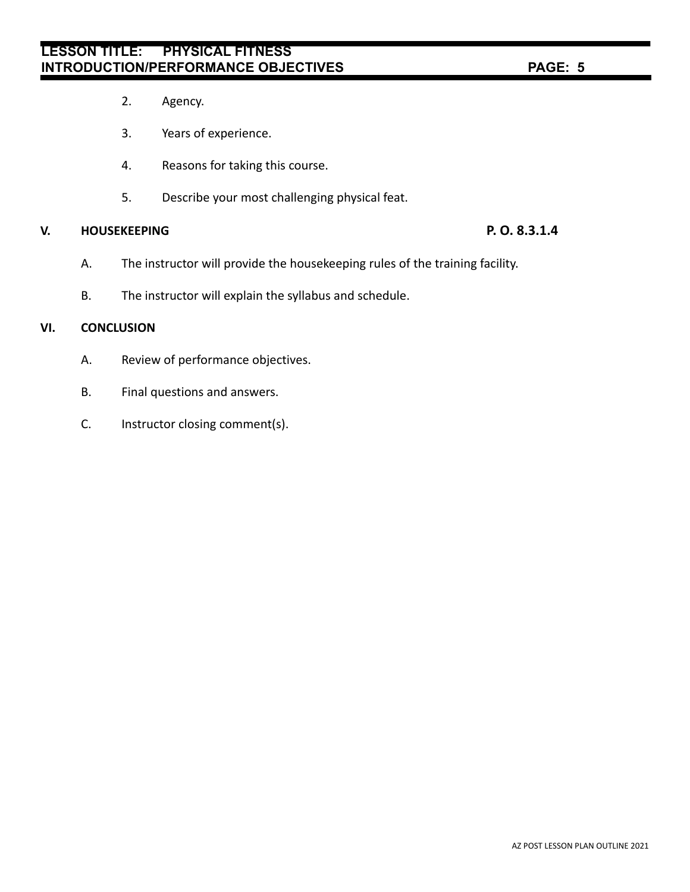2. Agency.

3. Years of experience.

4. Reasons for taking this course.

5. Describe your most challenging physical feat.

**V. HOUSEKEEPING** **P. O. 8.3.1.4**

A. The instructor will provide the housekeeping rules of the training facility.

B. The instructor will explain the syllabus and schedule.

**VI. CONCLUSION**

A. Review of performance objectives.

B. Final questions and answers.

C. Instructor closing comment(s).